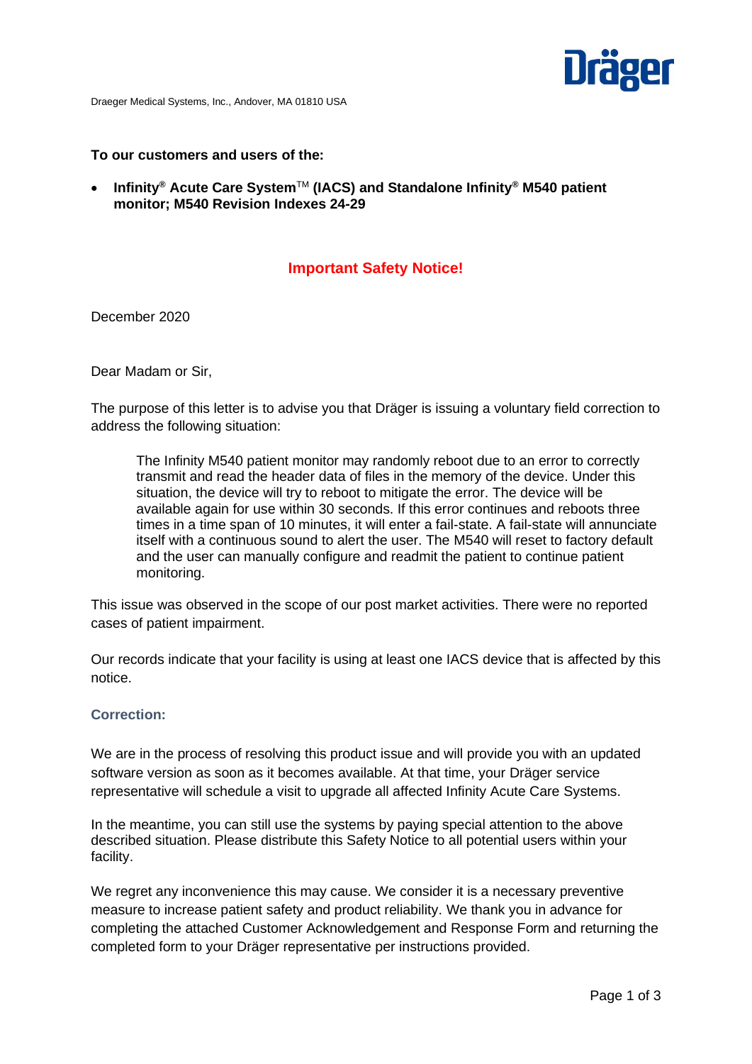Draeger Medical Systems, Inc., Andover, MA 01810 USA

**To our customers and users of the:**

- **Infinity® Acute Care System™ (IACS) and Standalone Infinity® M540 patient monitor; M540 Revision Indexes 24-29**

## Important Safety Notice!

December 2020

Dear Madam or Sir,

The purpose of this letter is to advise you that Dräger is issuing a voluntary field correction to address the following situation:

> The Infinity M540 patient monitor may randomly reboot due to an error to correctly transmit and read the header data of files in the memory of the device. Under this situation, the device will try to reboot to mitigate the error. The device will be available again for use within 30 seconds. If this error continues and reboots three times in a time span of 10 minutes, it will enter a fail-state. A fail-state will annunciate itself with a continuous sound to alert the user. The M540 will reset to factory default and the user can manually configure and readmit the patient to continue patient monitoring.

This issue was observed in the scope of our post market activities. There were no reported cases of patient impairment.

Our records indicate that your facility is using at least one IACS device that is affected by this notice.

**Correction:**

We are in the process of resolving this product issue and will provide you with an updated software version as soon as it becomes available. At that time, your Dräger service representative will schedule a visit to upgrade all affected Infinity Acute Care Systems.

In the meantime, you can still use the systems by paying special attention to the above described situation. Please distribute this Safety Notice to all potential users within your facility.

We regret any inconvenience this may cause. We consider it is a necessary preventive measure to increase patient safety and product reliability. We thank you in advance for completing the attached Customer Acknowledgement and Response Form and returning the completed form to your Dräger representative per instructions provided.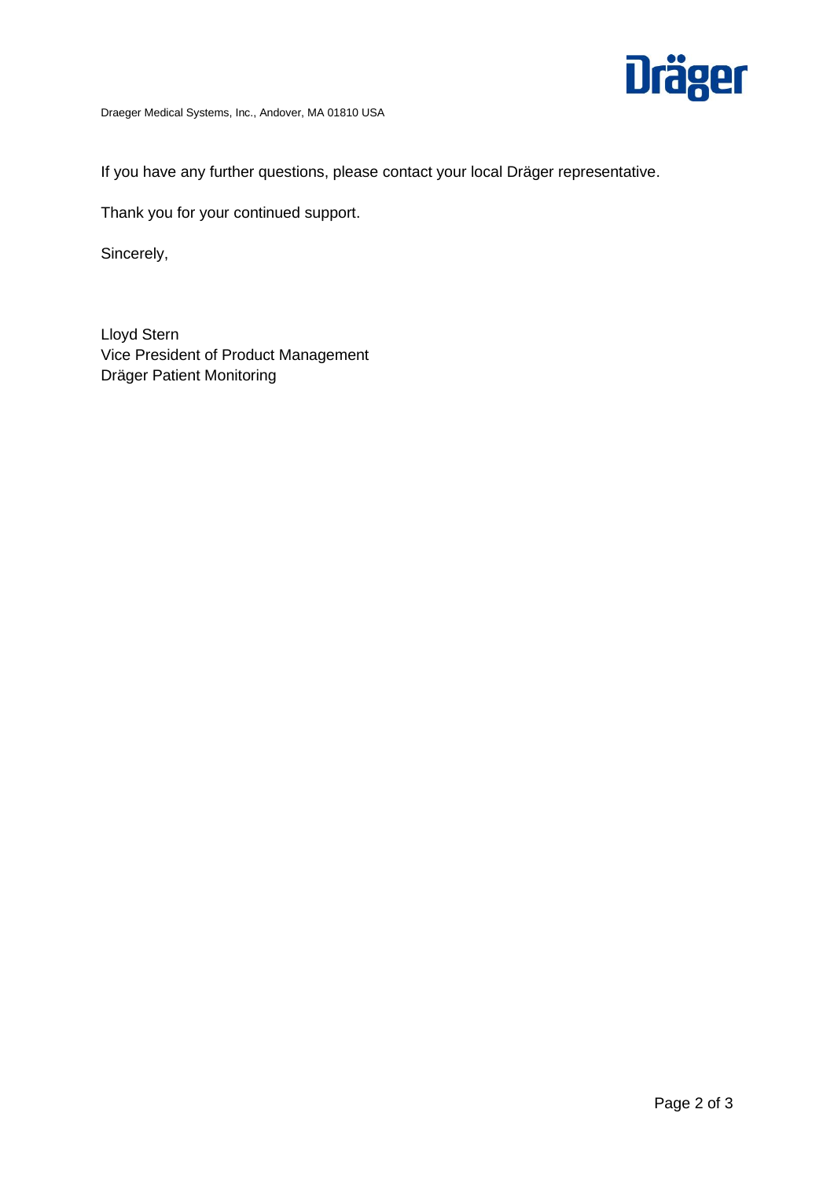If you have any further questions, please contact your local Dräger representative.

Thank you for your continued support.

Sincerely,

Lloyd Stern  
Vice President of Product Management  
Dräger Patient Monitoring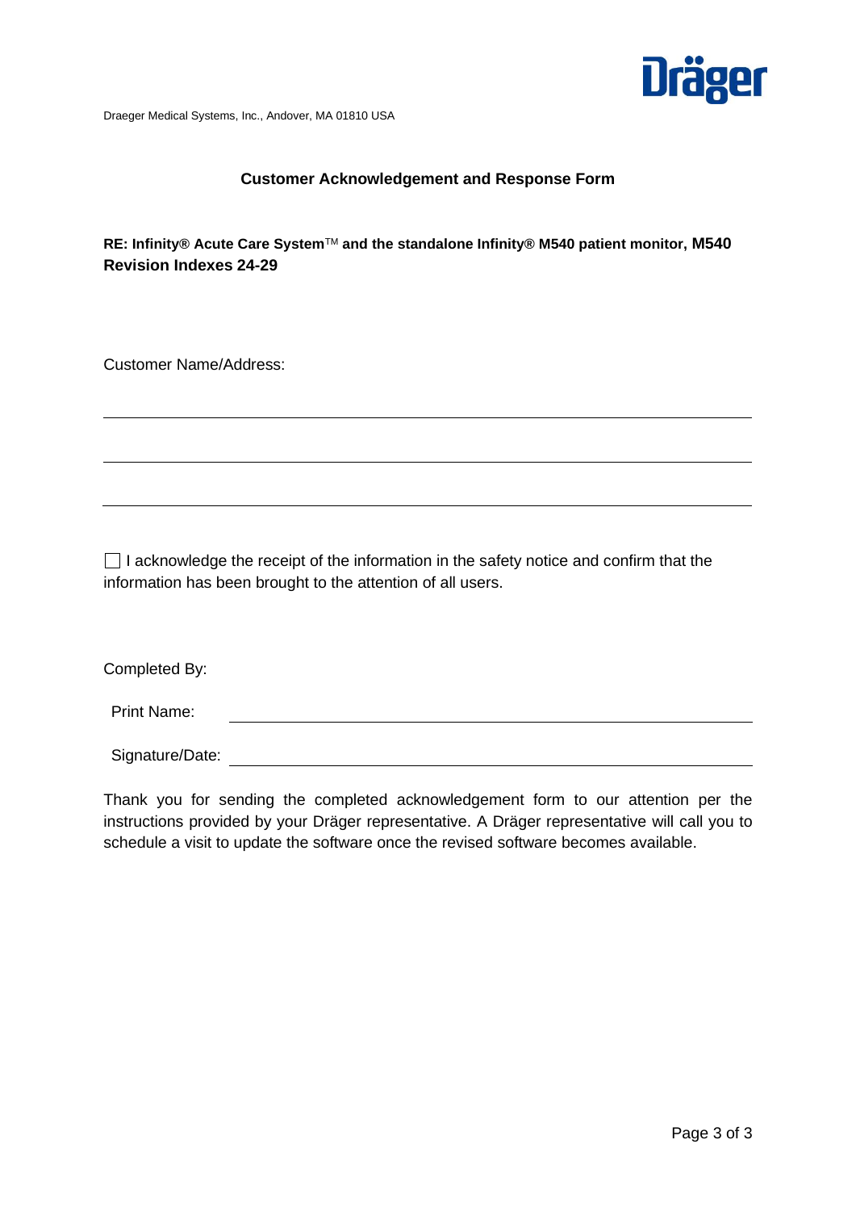Draeger Medical Systems, Inc., Andover, MA 01810 USA

## Customer Acknowledgement and Response Form

**RE: Infinity® Acute Care System™ and the standalone Infinity® M540 patient monitor, M540 Revision Indexes 24-29**

Customer Name/Address:

______________________________________________________________________

______________________________________________________________________

______________________________________________________________________

☐ I acknowledge the receipt of the information in the safety notice and confirm that the information has been brought to the attention of all users.

Completed By:

Print Name: ______________________________________________________

Signature/Date: ___________________________________________________

Thank you for sending the completed acknowledgement form to our attention per the instructions provided by your Dräger representative. A Dräger representative will call you to schedule a visit to update the software once the revised software becomes available.